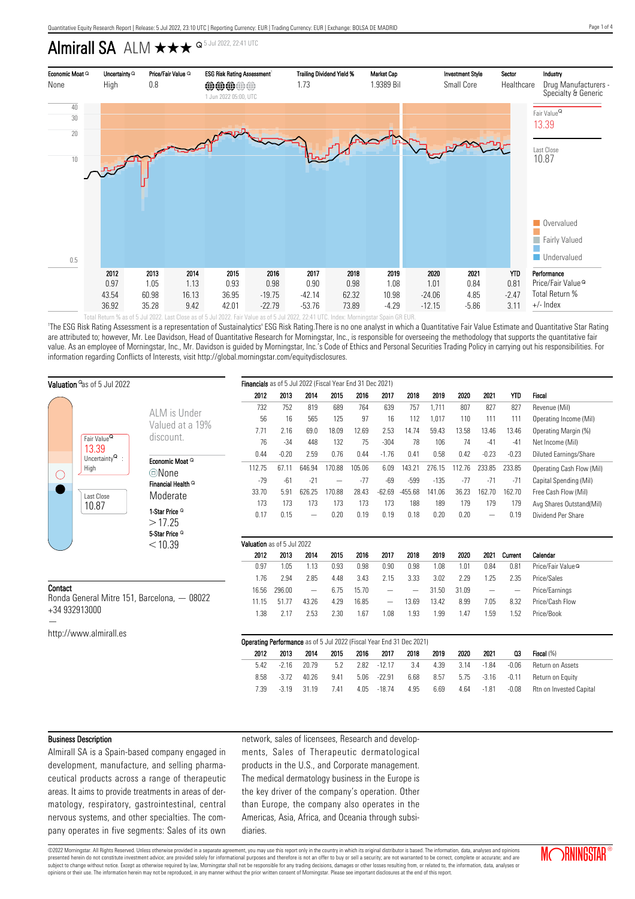# Almirall SA ALM ★★★ 5 Jul 2022, 22:41 UTC

| Economic Moat | Uncertainty | Price/Fair Value | ESG Risk Rating Assessment[1] | Trailing Dividend Yield % | Market Cap | Investment Style | Sector | Industry |
|---|---|---|---|---|---|---|---|---|
| None | High | 0.8 | 1 Jun 2022 05:00, UTC | 1.73 | 1.9389 Bil | Small Core | Healthcare | Drug Manufacturers - Specialty & Generic |

Fair Value 13.39

Last Close 10.87

Overvalued / Fairly Valued / Undervalued

| | 2012 | 2013 | 2014 | 2015 | 2016 | 2017 | 2018 | 2019 | 2020 | 2021 | YTD | Performance |
|---|---|---|---|---|---|---|---|---|---|---|---|---|
| | 0.97 | 1.05 | 1.13 | 0.93 | 0.98 | 0.90 | 0.98 | 1.08 | 1.01 | 0.84 | 0.81 | Price/Fair Value |
| | 43.54 | 60.98 | 16.13 | 36.95 | -19.75 | -42.14 | 62.32 | 10.98 | -24.06 | 4.85 | -2.47 | Total Return % |
| | 36.92 | 35.28 | 9.42 | 42.01 | -22.79 | -53.76 | 73.89 | -4.29 | -12.15 | -5.86 | 3.11 | +/- Index |

Total Return % as of 5 Jul 2022. Last Close as of 5 Jul 2022. Fair Value as of 5 Jul 2022, 22:41 UTC. Index: Morningstar Spain GR EUR.

[1]The ESG Risk Rating Assessment is a representation of Sustainalytics' ESG Risk Rating.There is no one analyst in which a Quantitative Fair Value Estimate and Quantitative Star Rating are attributed to; however, Mr. Lee Davidson, Head of Quantitative Research for Morningstar, Inc., is responsible for overseeing the methodology that supports the quantitative fair value. As an employee of Morningstar, Inc., Mr. Davidson is guided by Morningstar, Inc.'s Code of Ethics and Personal Securities Trading Policy in carrying out his responsibilities. For information regarding Conflicts of Interests, visit http://global.morningstar.com/equitydisclosures.

## Valuation as of 5 Jul 2022

Fair Value 13.39

Uncertainty: High

Last Close 10.87

ALM is Under Valued at a 19% discount.

**Economic Moat** None

**Financial Health** Moderate

**1-Star Price** > 17.25

**5-Star Price** < 10.39

## Contact

Ronda General Mitre 151, Barcelona, — 08022
+34 932913000
—
http://www.almirall.es

## Financials as of 5 Jul 2022 (Fiscal Year End 31 Dec 2021)

| 2012 | 2013 | 2014 | 2015 | 2016 | 2017 | 2018 | 2019 | 2020 | 2021 | YTD | Fiscal |
|---|---|---|---|---|---|---|---|---|---|---|---|
| 732 | 752 | 819 | 689 | 764 | 639 | 757 | 1,711 | 807 | 827 | 827 | Revenue (Mil) |
| 56 | 16 | 565 | 125 | 97 | 16 | 112 | 1,017 | 110 | 111 | 111 | Operating Income (Mil) |
| 7.71 | 2.16 | 69.0 | 18.09 | 12.69 | 2.53 | 14.74 | 59.43 | 13.58 | 13.46 | 13.46 | Operating Margin (%) |
| 76 | -34 | 448 | 132 | 75 | -304 | 78 | 106 | 74 | -41 | -41 | Net Income (Mil) |
| 0.44 | -0.20 | 2.59 | 0.76 | 0.44 | -1.76 | 0.41 | 0.58 | 0.42 | -0.23 | -0.23 | Diluted Earnings/Share |
| 112.75 | 67.11 | 646.94 | 170.88 | 105.06 | 6.09 | 143.21 | 276.15 | 112.76 | 233.85 | 233.85 | Operating Cash Flow (Mil) |
| -79 | -61 | -21 | — | -77 | -69 | -599 | -135 | -77 | -71 | -71 | Capital Spending (Mil) |
| 33.70 | 5.91 | 626.25 | 170.88 | 28.43 | -62.69 | -455.68 | 141.06 | 36.23 | 162.70 | 162.70 | Free Cash Flow (Mil) |
| 173 | 173 | 173 | 173 | 173 | 173 | 173 | 189 | 179 | 179 | 179 | Avg Shares Outstand(Mil) |
| 0.17 | 0.15 | — | 0.20 | 0.19 | 0.19 | 0.18 | 0.20 | 0.20 | — | 0.19 | Dividend Per Share |

## Valuation as of 5 Jul 2022

| 2012 | 2013 | 2014 | 2015 | 2016 | 2017 | 2018 | 2019 | 2020 | 2021 | Current | Calendar |
|---|---|---|---|---|---|---|---|---|---|---|---|
| 0.97 | 1.05 | 1.13 | 0.93 | 0.98 | 0.90 | 0.98 | 1.08 | 1.01 | 0.84 | 0.81 | Price/Fair Value |
| 1.76 | 2.94 | 2.85 | 4.48 | 3.43 | 2.15 | 3.33 | 3.02 | 2.29 | 1.25 | 2.35 | Price/Sales |
| 16.56 | 296.00 | — | 6.75 | 15.70 | — | — | 31.50 | 31.09 | — | — | Price/Earnings |
| 11.15 | 51.77 | 43.26 | 4.29 | 16.85 | — | 13.69 | 13.42 | 8.99 | 7.05 | 8.32 | Price/Cash Flow |
| 1.38 | 2.17 | 2.53 | 2.30 | 1.67 | 1.08 | 1.93 | 1.99 | 1.47 | 1.59 | 1.52 | Price/Book |

## Operating Performance as of 5 Jul 2022 (Fiscal Year End 31 Dec 2021)

| 2012 | 2013 | 2014 | 2015 | 2016 | 2017 | 2018 | 2019 | 2020 | 2021 | Q3 | Fiscal (%) |
|---|---|---|---|---|---|---|---|---|---|---|---|
| 5.42 | -2.16 | 20.79 | 5.2 | 2.82 | -12.17 | 3.4 | 4.39 | 3.14 | -1.84 | -0.06 | Return on Assets |
| 8.58 | -3.72 | 40.26 | 9.41 | 5.06 | -22.91 | 6.68 | 8.57 | 5.75 | -3.16 | -0.11 | Return on Equity |
| 7.39 | -3.19 | 31.19 | 7.41 | 4.05 | -18.74 | 4.95 | 6.69 | 4.64 | -1.81 | -0.08 | Rtn on Invested Capital |

## Business Description

Almirall SA is a Spain-based company engaged in development, manufacture, and selling pharmaceutical products across a range of therapeutic areas. It aims to provide treatments in areas of dermatology, respiratory, gastrointestinal, central nervous systems, and other specialties. The company operates in five segments: Sales of its own network, sales of licensees, Research and developments, Sales of Therapeutic dermatological products in the U.S., and Corporate management. The medical dermatology business in the Europe is the key driver of the company's operation. Other than Europe, the company also operates in the Americas, Asia, Africa, and Oceania through subsidiaries.

©2022 Morningstar. All Rights Reserved. Unless otherwise provided in a separate agreement, you may use this report only in the country in which its original distributor is based. The information, data, analyses and opinions presented herein do not constitute investment advice; are provided solely for informational purposes and therefore is not an offer to buy or sell a security; are not warranted to be correct, complete or accurate; and are subject to change without notice. Except as otherwise required by law, Morningstar shall not be responsible for any trading decisions, damages or other losses resulting from, or related to, the information, data, analyses or opinions or their use. The information herein may not be reproduced, in any manner without the prior written consent of Morningstar. Please see important disclosures at the end of this report.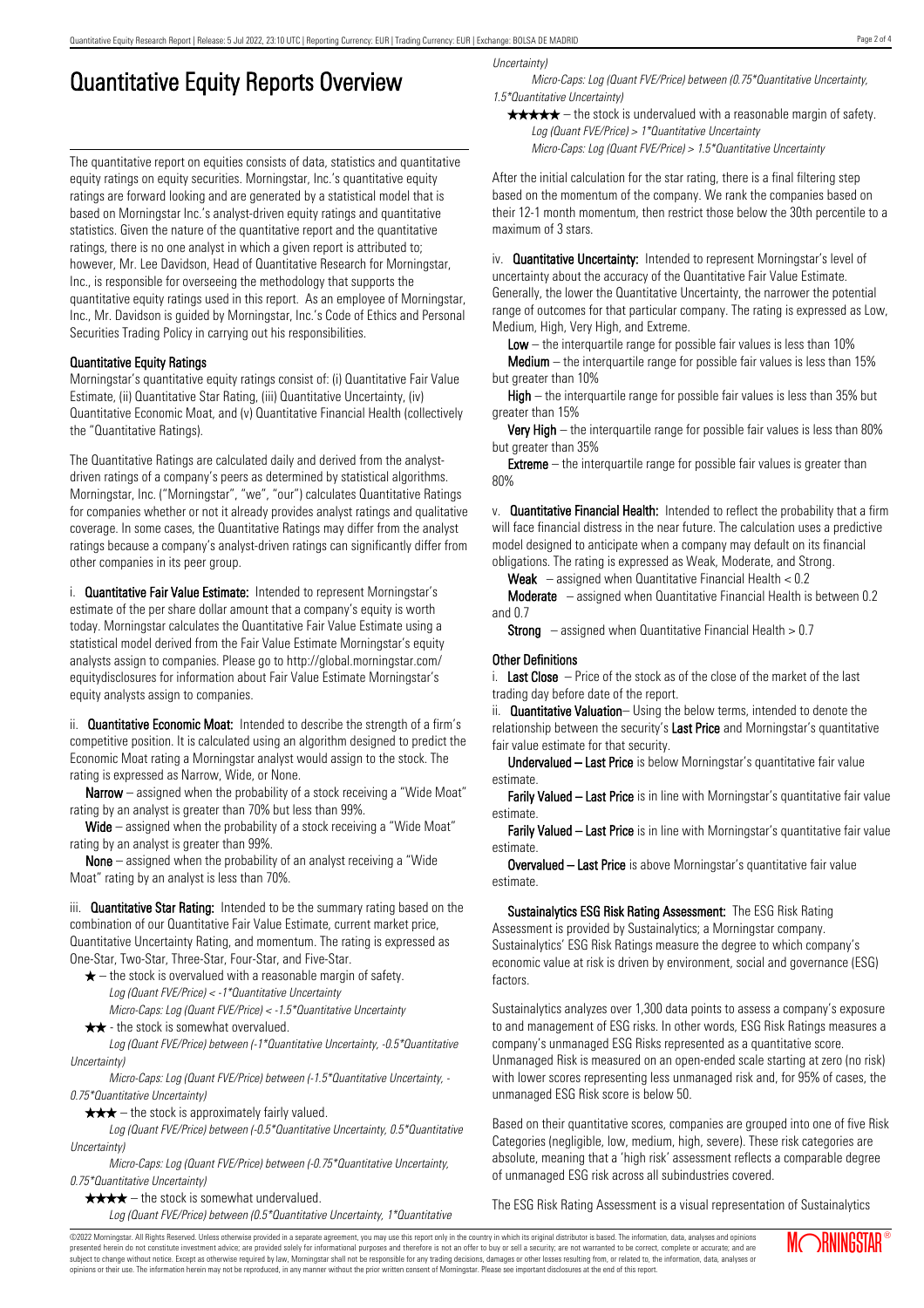# Quantitative Equity Reports Overview

The quantitative report on equities consists of data, statistics and quantitative equity ratings on equity securities. Morningstar, Inc.'s quantitative equity ratings are forward looking and are generated by a statistical model that is based on Morningstar Inc.'s analyst-driven equity ratings and quantitative statistics. Given the nature of the quantitative report and the quantitative ratings, there is no one analyst in which a given report is attributed to; however, Mr. Lee Davidson, Head of Quantitative Research for Morningstar, Inc., is responsible for overseeing the methodology that supports the quantitative equity ratings used in this report. As an employee of Morningstar, Inc., Mr. Davidson is guided by Morningstar, Inc.'s Code of Ethics and Personal Securities Trading Policy in carrying out his responsibilities.

### Quantitative Equity Ratings

Morningstar's quantitative equity ratings consist of: (i) Quantitative Fair Value Estimate, (ii) Quantitative Star Rating, (iii) Quantitative Uncertainty, (iv) Quantitative Economic Moat, and (v) Quantitative Financial Health (collectively the "Quantitative Ratings).

The Quantitative Ratings are calculated daily and derived from the analyst-driven ratings of a company's peers as determined by statistical algorithms. Morningstar, Inc. ("Morningstar", "we", "our") calculates Quantitative Ratings for companies whether or not it already provides analyst ratings and qualitative coverage. In some cases, the Quantitative Ratings may differ from the analyst ratings because a company's analyst-driven ratings can significantly differ from other companies in its peer group.

i. **Quantitative Fair Value Estimate:** Intended to represent Morningstar's estimate of the per share dollar amount that a company's equity is worth today. Morningstar calculates the Quantitative Fair Value Estimate using a statistical model derived from the Fair Value Estimate Morningstar's equity analysts assign to companies. Please go to http://global.morningstar.com/equitydisclosures for information about Fair Value Estimate Morningstar's equity analysts assign to companies.

ii. **Quantitative Economic Moat:** Intended to describe the strength of a firm's competitive position. It is calculated using an algorithm designed to predict the Economic Moat rating a Morningstar analyst would assign to the stock. The rating is expressed as Narrow, Wide, or None.

**Narrow** – assigned when the probability of a stock receiving a "Wide Moat" rating by an analyst is greater than 70% but less than 99%.

**Wide** – assigned when the probability of a stock receiving a "Wide Moat" rating by an analyst is greater than 99%.

**None** – assigned when the probability of an analyst receiving a "Wide Moat" rating by an analyst is less than 70%.

iii. **Quantitative Star Rating:** Intended to be the summary rating based on the combination of our Quantitative Fair Value Estimate, current market price, Quantitative Uncertainty Rating, and momentum. The rating is expressed as One-Star, Two-Star, Three-Star, Four-Star, and Five-Star.

★ – the stock is overvalued with a reasonable margin of safety.
*Log (Quant FVE/Price) < -1*Quantitative Uncertainty*
*Micro-Caps: Log (Quant FVE/Price) < -1.5*Quantitative Uncertainty*

★★ - the stock is somewhat overvalued.
*Log (Quant FVE/Price) between (-1*Quantitative Uncertainty, -0.5*Quantitative Uncertainty)*
*Micro-Caps: Log (Quant FVE/Price) between (-1.5*Quantitative Uncertainty, -0.75*Quantitative Uncertainty)*

★★★ – the stock is approximately fairly valued.
*Log (Quant FVE/Price) between (-0.5*Quantitative Uncertainty, 0.5*Quantitative Uncertainty)*
*Micro-Caps: Log (Quant FVE/Price) between (-0.75*Quantitative Uncertainty, 0.75*Quantitative Uncertainty)*

★★★★ – the stock is somewhat undervalued.
*Log (Quant FVE/Price) between (0.5*Quantitative Uncertainty, 1*Quantitative Uncertainty)*
*Micro-Caps: Log (Quant FVE/Price) between (0.75*Quantitative Uncertainty, 1.5*Quantitative Uncertainty)*

★★★★★ – the stock is undervalued with a reasonable margin of safety.
*Log (Quant FVE/Price) > 1*Quantitative Uncertainty*
*Micro-Caps: Log (Quant FVE/Price) > 1.5*Quantitative Uncertainty*

After the initial calculation for the star rating, there is a final filtering step based on the momentum of the company. We rank the companies based on their 12-1 month momentum, then restrict those below the 30th percentile to a maximum of 3 stars.

iv. **Quantitative Uncertainty:** Intended to represent Morningstar's level of uncertainty about the accuracy of the Quantitative Fair Value Estimate. Generally, the lower the Quantitative Uncertainty, the narrower the potential range of outcomes for that particular company. The rating is expressed as Low, Medium, High, Very High, and Extreme.

**Low** – the interquartile range for possible fair values is less than 10%

**Medium** – the interquartile range for possible fair values is less than 15% but greater than 10%

**High** – the interquartile range for possible fair values is less than 35% but greater than 15%

**Very High** – the interquartile range for possible fair values is less than 80% but greater than 35%

**Extreme** – the interquartile range for possible fair values is greater than 80%

v. **Quantitative Financial Health:** Intended to reflect the probability that a firm will face financial distress in the near future. The calculation uses a predictive model designed to anticipate when a company may default on its financial obligations. The rating is expressed as Weak, Moderate, and Strong.

**Weak** – assigned when Quantitative Financial Health < 0.2

**Moderate** – assigned when Quantitative Financial Health is between 0.2 and 0.7

**Strong** – assigned when Quantitative Financial Health > 0.7

### Other Definitions

i. **Last Close** – Price of the stock as of the close of the market of the last trading day before date of the report.

ii. **Quantitative Valuation**– Using the below terms, intended to denote the relationship between the security's **Last Price** and Morningstar's quantitative fair value estimate for that security.

**Undervalued – Last Price** is below Morningstar's quantitative fair value estimate.

**Farily Valued – Last Price** is in line with Morningstar's quantitative fair value estimate.

**Farily Valued – Last Price** is in line with Morningstar's quantitative fair value estimate.

**Overvalued – Last Price** is above Morningstar's quantitative fair value estimate.

**Sustainalytics ESG Risk Rating Assessment:** The ESG Risk Rating Assessment is provided by Sustainalytics; a Morningstar company. Sustainalytics' ESG Risk Ratings measure the degree to which company's economic value at risk is driven by environment, social and governance (ESG) factors.

Sustainalytics analyzes over 1,300 data points to assess a company's exposure to and management of ESG risks. In other words, ESG Risk Ratings measures a company's unmanaged ESG Risks represented as a quantitative score. Unmanaged Risk is measured on an open-ended scale starting at zero (no risk) with lower scores representing less unmanaged risk and, for 95% of cases, the unmanaged ESG Risk score is below 50.

Based on their quantitative scores, companies are grouped into one of five Risk Categories (negligible, low, medium, high, severe). These risk categories are absolute, meaning that a 'high risk' assessment reflects a comparable degree of unmanaged ESG risk across all subindustries covered.

The ESG Risk Rating Assessment is a visual representation of Sustainalytics

©2022 Morningstar. All Rights Reserved. Unless otherwise provided in a separate agreement, you may use this report only in the country in which its original distributor is based. The information, data, analyses and opinions presented herein do not constitute investment advice; are provided solely for informational purposes and therefore is not an offer to buy or sell a security; and are not warranted to be correct, complete or accurate; and are subject to change without notice. Except as otherwise required by law, Morningstar shall not be responsible for any trading decisions, damages or other losses resulting from, or related to, the information, data, analyses or opinions or their use. The information herein may not be reproduced, in any manner without the prior written consent of Morningstar. Please see important disclosures at the end of this report.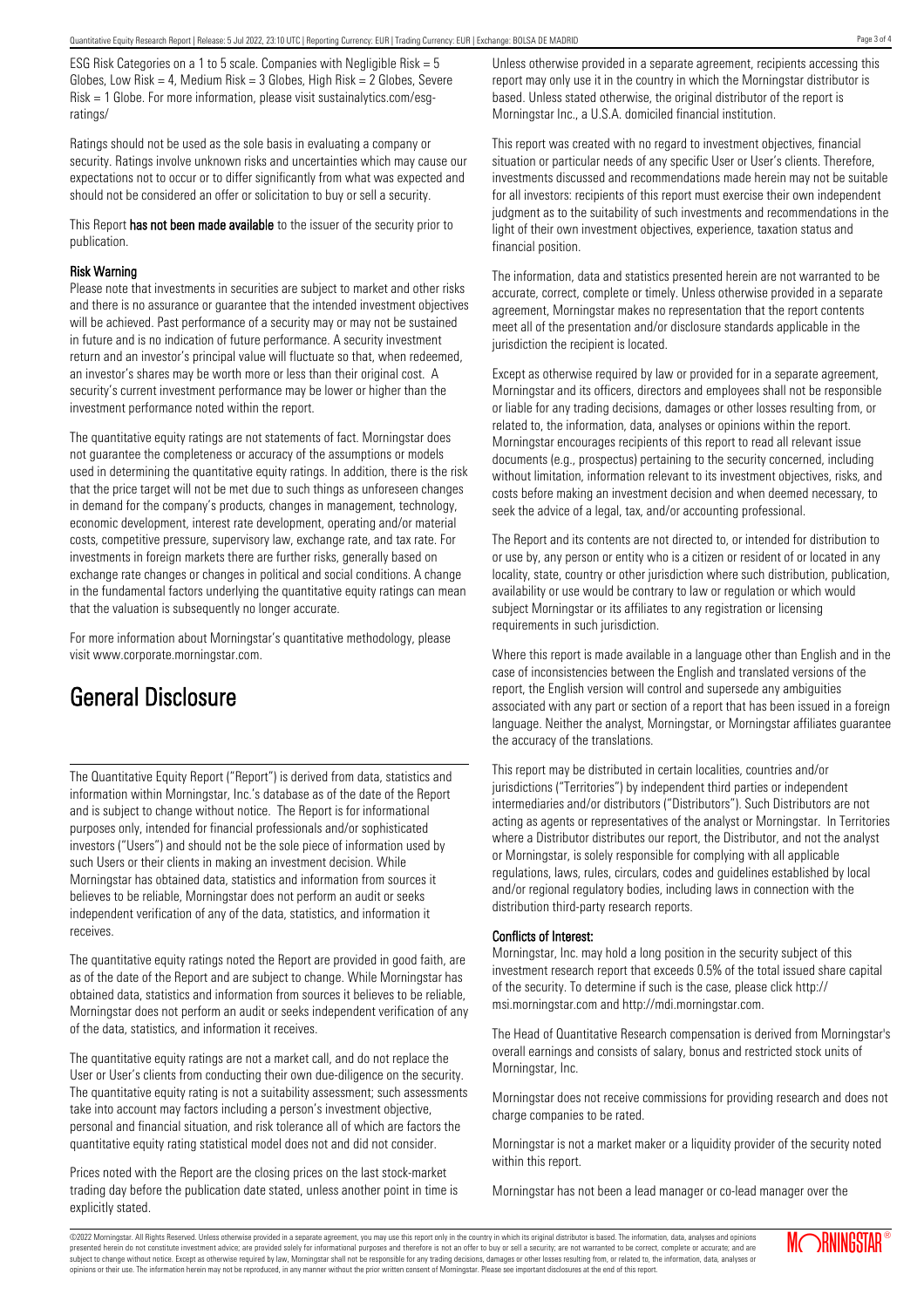ESG Risk Categories on a 1 to 5 scale. Companies with Negligible Risk = 5 Globes, Low Risk = 4, Medium Risk = 3 Globes, High Risk = 2 Globes, Severe Risk = 1 Globe. For more information, please visit sustainalytics.com/esg-ratings/

Ratings should not be used as the sole basis in evaluating a company or security. Ratings involve unknown risks and uncertainties which may cause our expectations not to occur or to differ significantly from what was expected and should not be considered an offer or solicitation to buy or sell a security.

This Report **has not been made available** to the issuer of the security prior to publication.

**Risk Warning**

Please note that investments in securities are subject to market and other risks and there is no assurance or guarantee that the intended investment objectives will be achieved. Past performance of a security may or may not be sustained in future and is no indication of future performance. A security investment return and an investor's principal value will fluctuate so that, when redeemed, an investor's shares may be worth more or less than their original cost. A security's current investment performance may be lower or higher than the investment performance noted within the report.

The quantitative equity ratings are not statements of fact. Morningstar does not guarantee the completeness or accuracy of the assumptions or models used in determining the quantitative equity ratings. In addition, there is the risk that the price target will not be met due to such things as unforeseen changes in demand for the company's products, changes in management, technology, economic development, interest rate development, operating and/or material costs, competitive pressure, supervisory law, exchange rate, and tax rate. For investments in foreign markets there are further risks, generally based on exchange rate changes or changes in political and social conditions. A change in the fundamental factors underlying the quantitative equity ratings can mean that the valuation is subsequently no longer accurate.

For more information about Morningstar's quantitative methodology, please visit www.corporate.morningstar.com.

# General Disclosure

The Quantitative Equity Report ("Report") is derived from data, statistics and information within Morningstar, Inc.'s database as of the date of the Report and is subject to change without notice. The Report is for informational purposes only, intended for financial professionals and/or sophisticated investors ("Users") and should not be the sole piece of information used by such Users or their clients in making an investment decision. While Morningstar has obtained data, statistics and information from sources it believes to be reliable, Morningstar does not perform an audit or seeks independent verification of any of the data, statistics, and information it receives.

The quantitative equity ratings noted the Report are provided in good faith, are as of the date of the Report and are subject to change. While Morningstar has obtained data, statistics and information from sources it believes to be reliable, Morningstar does not perform an audit or seeks independent verification of any of the data, statistics, and information it receives.

The quantitative equity ratings are not a market call, and do not replace the User or User's clients from conducting their own due-diligence on the security. The quantitative equity rating is not a suitability assessment; such assessments take into account may factors including a person's investment objective, personal and financial situation, and risk tolerance all of which are factors the quantitative equity rating statistical model does not and did not consider.

Prices noted with the Report are the closing prices on the last stock-market trading day before the publication date stated, unless another point in time is explicitly stated.

Unless otherwise provided in a separate agreement, recipients accessing this report may only use it in the country in which the Morningstar distributor is based. Unless stated otherwise, the original distributor of the report is Morningstar Inc., a U.S.A. domiciled financial institution.

This report was created with no regard to investment objectives, financial situation or particular needs of any specific User or User's clients. Therefore, investments discussed and recommendations made herein may not be suitable for all investors: recipients of this report must exercise their own independent judgment as to the suitability of such investments and recommendations in the light of their own investment objectives, experience, taxation status and financial position.

The information, data and statistics presented herein are not warranted to be accurate, correct, complete or timely. Unless otherwise provided in a separate agreement, Morningstar makes no representation that the report contents meet all of the presentation and/or disclosure standards applicable in the jurisdiction the recipient is located.

Except as otherwise required by law or provided for in a separate agreement, Morningstar and its officers, directors and employees shall not be responsible or liable for any trading decisions, damages or other losses resulting from, or related to, the information, data, analyses or opinions within the report. Morningstar encourages recipients of this report to read all relevant issue documents (e.g., prospectus) pertaining to the security concerned, including without limitation, information relevant to its investment objectives, risks, and costs before making an investment decision and when deemed necessary, to seek the advice of a legal, tax, and/or accounting professional.

The Report and its contents are not directed to, or intended for distribution to or use by, any person or entity who is a citizen or resident of or located in any locality, state, country or other jurisdiction where such distribution, publication, availability or use would be contrary to law or regulation or which would subject Morningstar or its affiliates to any registration or licensing requirements in such jurisdiction.

Where this report is made available in a language other than English and in the case of inconsistencies between the English and translated versions of the report, the English version will control and supersede any ambiguities associated with any part or section of a report that has been issued in a foreign language. Neither the analyst, Morningstar, or Morningstar affiliates guarantee the accuracy of the translations.

This report may be distributed in certain localities, countries and/or jurisdictions ("Territories") by independent third parties or independent intermediaries and/or distributors ("Distributors"). Such Distributors are not acting as agents or representatives of the analyst or Morningstar. In Territories where a Distributor distributes our report, the Distributor, and not the analyst or Morningstar, is solely responsible for complying with all applicable regulations, laws, rules, circulars, codes and guidelines established by local and/or regional regulatory bodies, including laws in connection with the distribution third-party research reports.

**Conflicts of Interest:**

Morningstar, Inc. may hold a long position in the security subject of this investment research report that exceeds 0.5% of the total issued share capital of the security. To determine if such is the case, please click http://msi.morningstar.com and http://mdi.morningstar.com.

The Head of Quantitative Research compensation is derived from Morningstar's overall earnings and consists of salary, bonus and restricted stock units of Morningstar, Inc.

Morningstar does not receive commissions for providing research and does not charge companies to be rated.

Morningstar is not a market maker or a liquidity provider of the security noted within this report.

Morningstar has not been a lead manager or co-lead manager over the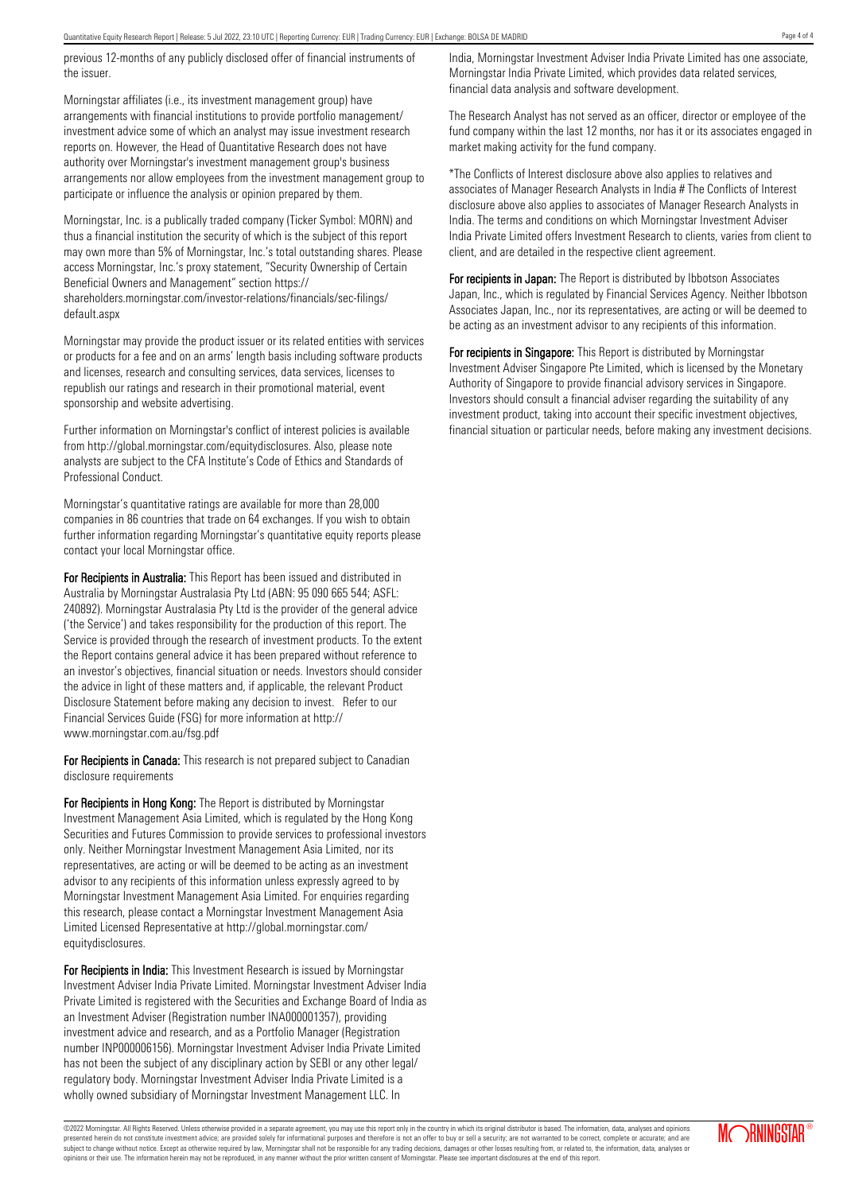previous 12-months of any publicly disclosed offer of financial instruments of the issuer.

Morningstar affiliates (i.e., its investment management group) have arrangements with financial institutions to provide portfolio management/ investment advice some of which an analyst may issue investment research reports on. However, the Head of Quantitative Research does not have authority over Morningstar's investment management group's business arrangements nor allow employees from the investment management group to participate or influence the analysis or opinion prepared by them.

Morningstar, Inc. is a publically traded company (Ticker Symbol: MORN) and thus a financial institution the security of which is the subject of this report may own more than 5% of Morningstar, Inc.'s total outstanding shares. Please access Morningstar, Inc.'s proxy statement, "Security Ownership of Certain Beneficial Owners and Management" section https://shareholders.morningstar.com/investor-relations/financials/sec-filings/default.aspx

Morningstar may provide the product issuer or its related entities with services or products for a fee and on an arms' length basis including software products and licenses, research and consulting services, data services, licenses to republish our ratings and research in their promotional material, event sponsorship and website advertising.

Further information on Morningstar's conflict of interest policies is available from http://global.morningstar.com/equitydisclosures. Also, please note analysts are subject to the CFA Institute's Code of Ethics and Standards of Professional Conduct.

Morningstar's quantitative ratings are available for more than 28,000 companies in 86 countries that trade on 64 exchanges. If you wish to obtain further information regarding Morningstar's quantitative equity reports please contact your local Morningstar office.

**For Recipients in Australia:** This Report has been issued and distributed in Australia by Morningstar Australasia Pty Ltd (ABN: 95 090 665 544; ASFL: 240892). Morningstar Australasia Pty Ltd is the provider of the general advice ('the Service') and takes responsibility for the production of this report. The Service is provided through the research of investment products. To the extent the Report contains general advice it has been prepared without reference to an investor's objectives, financial situation or needs. Investors should consider the advice in light of these matters and, if applicable, the relevant Product Disclosure Statement before making any decision to invest. Refer to our Financial Services Guide (FSG) for more information at http://www.morningstar.com.au/fsg.pdf

**For Recipients in Canada:** This research is not prepared subject to Canadian disclosure requirements

**For Recipients in Hong Kong:** The Report is distributed by Morningstar Investment Management Asia Limited, which is regulated by the Hong Kong Securities and Futures Commission to provide services to professional investors only. Neither Morningstar Investment Management Asia Limited, nor its representatives, are acting or will be deemed to be acting as an investment advisor to any recipients of this information unless expressly agreed to by Morningstar Investment Management Asia Limited. For enquiries regarding this research, please contact a Morningstar Investment Management Asia Limited Licensed Representative at http://global.morningstar.com/equitydisclosures.

**For Recipients in India:** This Investment Research is issued by Morningstar Investment Adviser India Private Limited. Morningstar Investment Adviser India Private Limited is registered with the Securities and Exchange Board of India as an Investment Adviser (Registration number INA000001357), providing investment advice and research, and as a Portfolio Manager (Registration number INP000006156). Morningstar Investment Adviser India Private Limited has not been the subject of any disciplinary action by SEBI or any other legal/ regulatory body. Morningstar Investment Adviser India Private Limited is a wholly owned subsidiary of Morningstar Investment Management LLC. In India, Morningstar Investment Adviser India Private Limited has one associate, Morningstar India Private Limited, which provides data related services, financial data analysis and software development.

The Research Analyst has not served as an officer, director or employee of the fund company within the last 12 months, nor has it or its associates engaged in market making activity for the fund company.

*The Conflicts of Interest disclosure above also applies to relatives and associates of Manager Research Analysts in India # The Conflicts of Interest disclosure above also applies to associates of Manager Research Analysts in India. The terms and conditions on which Morningstar Investment Adviser India Private Limited offers Investment Research to clients, varies from client to client, and are detailed in the respective client agreement.

**For recipients in Japan:** The Report is distributed by Ibbotson Associates Japan, Inc., which is regulated by Financial Services Agency. Neither Ibbotson Associates Japan, Inc., nor its representatives, are acting or will be deemed to be acting as an investment advisor to any recipients of this information.

**For recipients in Singapore:** This Report is distributed by Morningstar Investment Adviser Singapore Pte Limited, which is licensed by the Monetary Authority of Singapore to provide financial advisory services in Singapore. Investors should consult a financial adviser regarding the suitability of any investment product, taking into account their specific investment objectives, financial situation or particular needs, before making any investment decisions.